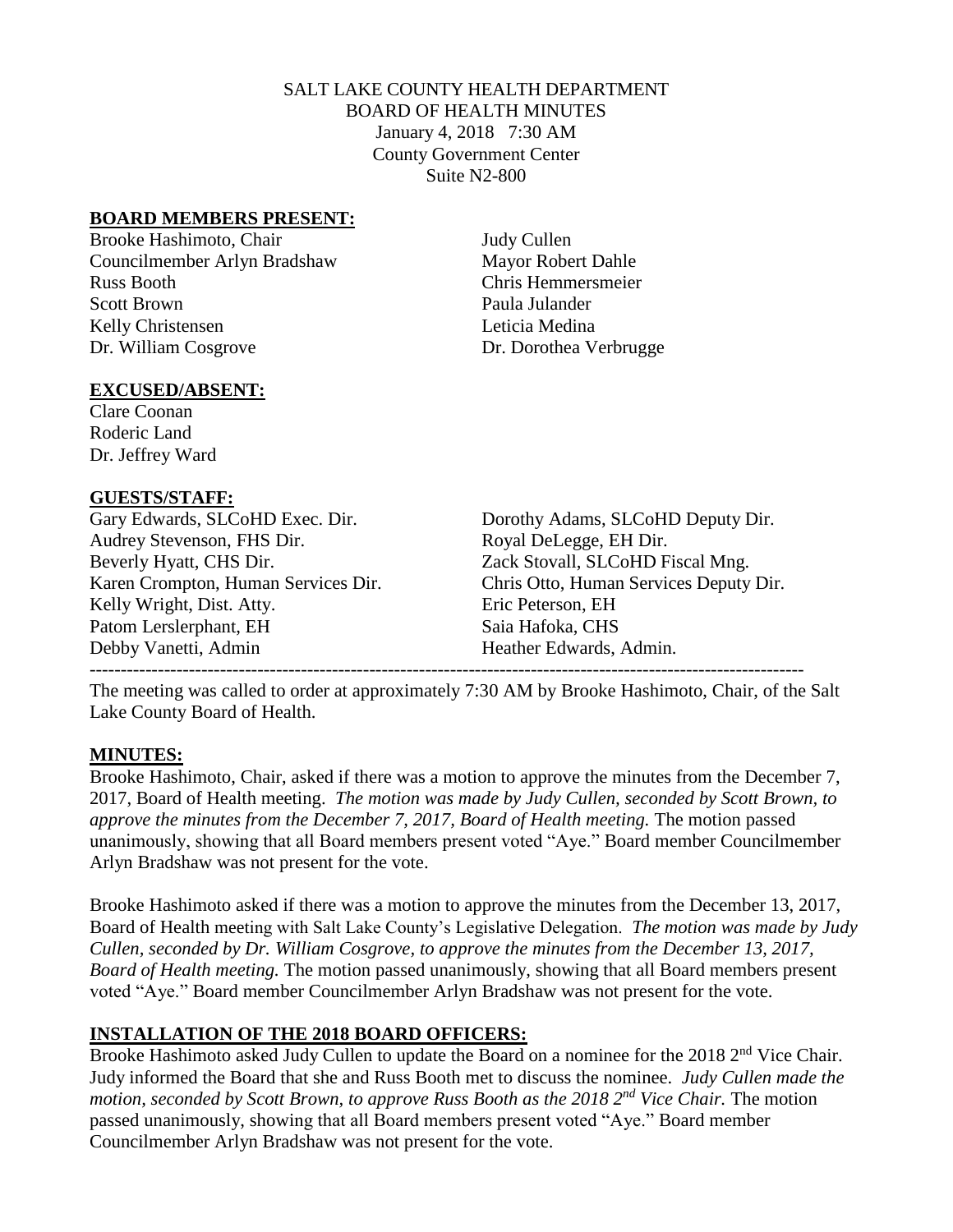# SALT LAKE COUNTY HEALTH DEPARTMENT
## BOARD OF HEALTH MINUTES

January 4, 2018 7:30 AM
County Government Center
Suite N2-800

## BOARD MEMBERS PRESENT:

Brooke Hashimoto, Chair
Councilmember Arlyn Bradshaw
Russ Booth
Scott Brown
Kelly Christensen
Dr. William Cosgrove
Judy Cullen
Mayor Robert Dahle
Chris Hemmersmeier
Paula Julander
Leticia Medina
Dr. Dorothea Verbrugge

## EXCUSED/ABSENT:

Clare Coonan
Roderic Land
Dr. Jeffrey Ward

## GUESTS/STAFF:

Gary Edwards, SLCoHD Exec. Dir.
Audrey Stevenson, FHS Dir.
Beverly Hyatt, CHS Dir.
Karen Crompton, Human Services Dir.
Kelly Wright, Dist. Atty.
Patom Lerslerphant, EH
Debby Vanetti, Admin
Dorothy Adams, SLCoHD Deputy Dir.
Royal DeLegge, EH Dir.
Zack Stovall, SLCoHD Fiscal Mng.
Chris Otto, Human Services Deputy Dir.
Eric Peterson, EH
Saia Hafoka, CHS
Heather Edwards, Admin.

---

The meeting was called to order at approximately 7:30 AM by Brooke Hashimoto, Chair, of the Salt Lake County Board of Health.

## MINUTES:

Brooke Hashimoto, Chair, asked if there was a motion to approve the minutes from the December 7, 2017, Board of Health meeting. *The motion was made by Judy Cullen, seconded by Scott Brown, to approve the minutes from the December 7, 2017, Board of Health meeting.* The motion passed unanimously, showing that all Board members present voted "Aye." Board member Councilmember Arlyn Bradshaw was not present for the vote.

Brooke Hashimoto asked if there was a motion to approve the minutes from the December 13, 2017, Board of Health meeting with Salt Lake County's Legislative Delegation. *The motion was made by Judy Cullen, seconded by Dr. William Cosgrove, to approve the minutes from the December 13, 2017, Board of Health meeting.* The motion passed unanimously, showing that all Board members present voted "Aye." Board member Councilmember Arlyn Bradshaw was not present for the vote.

## INSTALLATION OF THE 2018 BOARD OFFICERS:

Brooke Hashimoto asked Judy Cullen to update the Board on a nominee for the 2018 2nd Vice Chair. Judy informed the Board that she and Russ Booth met to discuss the nominee. *Judy Cullen made the motion, seconded by Scott Brown, to approve Russ Booth as the 2018 2nd Vice Chair.* The motion passed unanimously, showing that all Board members present voted "Aye." Board member Councilmember Arlyn Bradshaw was not present for the vote.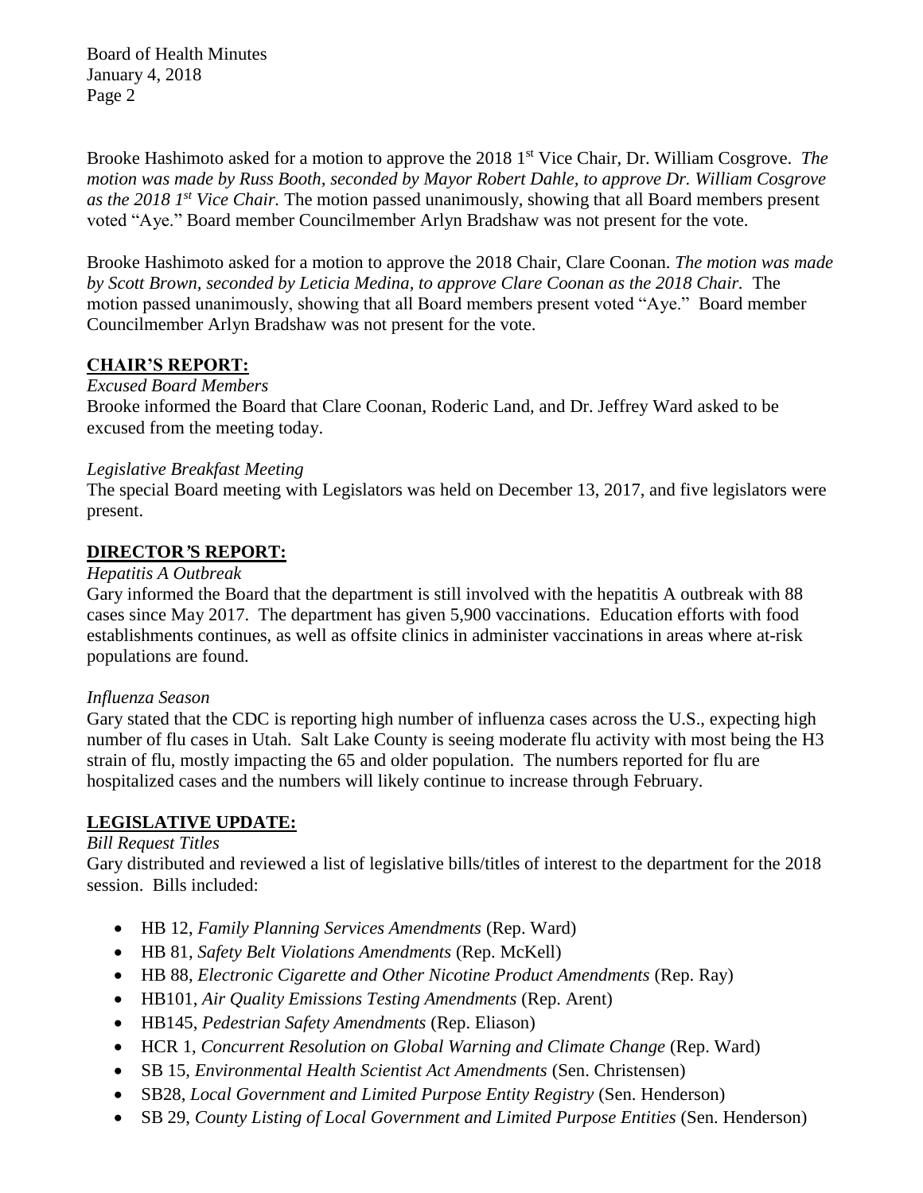Brooke Hashimoto asked for a motion to approve the 2018 1st Vice Chair, Dr. William Cosgrove. *The motion was made by Russ Booth, seconded by Mayor Robert Dahle, to approve Dr. William Cosgrove as the 2018 1st Vice Chair.* The motion passed unanimously, showing that all Board members present voted "Aye." Board member Councilmember Arlyn Bradshaw was not present for the vote.

Brooke Hashimoto asked for a motion to approve the 2018 Chair, Clare Coonan. *The motion was made by Scott Brown, seconded by Leticia Medina, to approve Clare Coonan as the 2018 Chair.* The motion passed unanimously, showing that all Board members present voted "Aye." Board member Councilmember Arlyn Bradshaw was not present for the vote.

## CHAIR'S REPORT:

*Excused Board Members*

Brooke informed the Board that Clare Coonan, Roderic Land, and Dr. Jeffrey Ward asked to be excused from the meeting today.

*Legislative Breakfast Meeting*

The special Board meeting with Legislators was held on December 13, 2017, and five legislators were present.

## DIRECTOR'S REPORT:

*Hepatitis A Outbreak*

Gary informed the Board that the department is still involved with the hepatitis A outbreak with 88 cases since May 2017. The department has given 5,900 vaccinations. Education efforts with food establishments continues, as well as offsite clinics in administer vaccinations in areas where at-risk populations are found.

*Influenza Season*

Gary stated that the CDC is reporting high number of influenza cases across the U.S., expecting high number of flu cases in Utah. Salt Lake County is seeing moderate flu activity with most being the H3 strain of flu, mostly impacting the 65 and older population. The numbers reported for flu are hospitalized cases and the numbers will likely continue to increase through February.

## LEGISLATIVE UPDATE:

*Bill Request Titles*

Gary distributed and reviewed a list of legislative bills/titles of interest to the department for the 2018 session. Bills included:

- HB 12, *Family Planning Services Amendments* (Rep. Ward)
- HB 81, *Safety Belt Violations Amendments* (Rep. McKell)
- HB 88, *Electronic Cigarette and Other Nicotine Product Amendments* (Rep. Ray)
- HB101, *Air Quality Emissions Testing Amendments* (Rep. Arent)
- HB145, *Pedestrian Safety Amendments* (Rep. Eliason)
- HCR 1, *Concurrent Resolution on Global Warning and Climate Change* (Rep. Ward)
- SB 15, *Environmental Health Scientist Act Amendments* (Sen. Christensen)
- SB28, *Local Government and Limited Purpose Entity Registry* (Sen. Henderson)
- SB 29, *County Listing of Local Government and Limited Purpose Entities* (Sen. Henderson)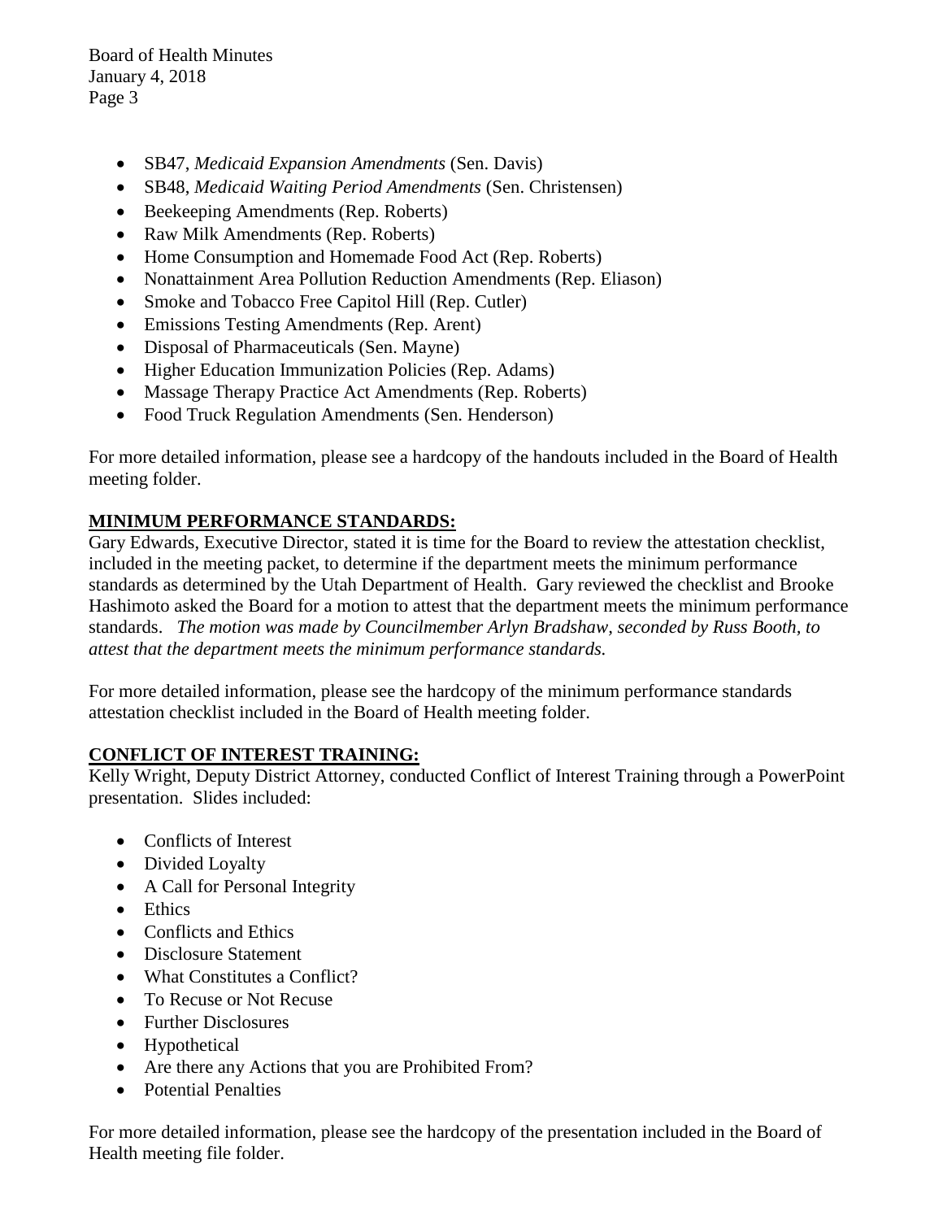- SB47, *Medicaid Expansion Amendments* (Sen. Davis)
- SB48, *Medicaid Waiting Period Amendments* (Sen. Christensen)
- Beekeeping Amendments (Rep. Roberts)
- Raw Milk Amendments (Rep. Roberts)
- Home Consumption and Homemade Food Act (Rep. Roberts)
- Nonattainment Area Pollution Reduction Amendments (Rep. Eliason)
- Smoke and Tobacco Free Capitol Hill (Rep. Cutler)
- Emissions Testing Amendments (Rep. Arent)
- Disposal of Pharmaceuticals (Sen. Mayne)
- Higher Education Immunization Policies (Rep. Adams)
- Massage Therapy Practice Act Amendments (Rep. Roberts)
- Food Truck Regulation Amendments (Sen. Henderson)

For more detailed information, please see a hardcopy of the handouts included in the Board of Health meeting folder.

**MINIMUM PERFORMANCE STANDARDS:**

Gary Edwards, Executive Director, stated it is time for the Board to review the attestation checklist, included in the meeting packet, to determine if the department meets the minimum performance standards as determined by the Utah Department of Health. Gary reviewed the checklist and Brooke Hashimoto asked the Board for a motion to attest that the department meets the minimum performance standards. *The motion was made by Councilmember Arlyn Bradshaw, seconded by Russ Booth, to attest that the department meets the minimum performance standards.*

For more detailed information, please see the hardcopy of the minimum performance standards attestation checklist included in the Board of Health meeting folder.

**CONFLICT OF INTEREST TRAINING:**

Kelly Wright, Deputy District Attorney, conducted Conflict of Interest Training through a PowerPoint presentation. Slides included:

- Conflicts of Interest
- Divided Loyalty
- A Call for Personal Integrity
- Ethics
- Conflicts and Ethics
- Disclosure Statement
- What Constitutes a Conflict?
- To Recuse or Not Recuse
- Further Disclosures
- Hypothetical
- Are there any Actions that you are Prohibited From?
- Potential Penalties

For more detailed information, please see the hardcopy of the presentation included in the Board of Health meeting file folder.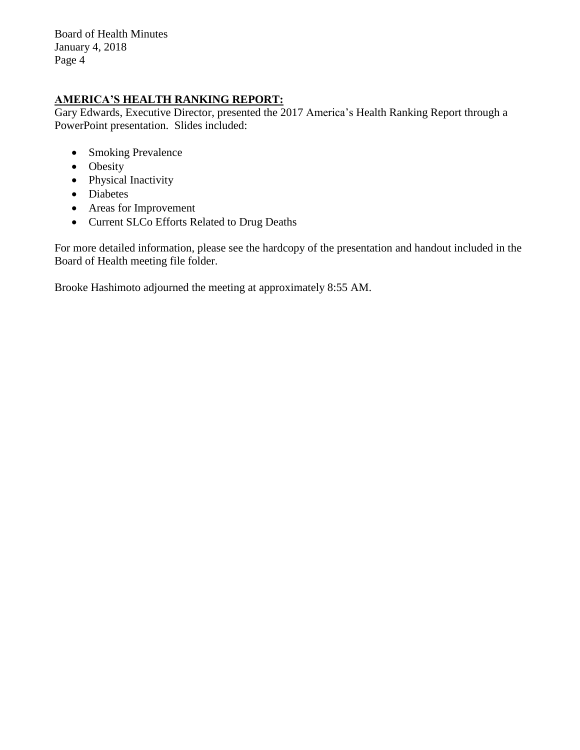**AMERICA'S HEALTH RANKING REPORT:**

Gary Edwards, Executive Director, presented the 2017 America's Health Ranking Report through a PowerPoint presentation. Slides included:

- Smoking Prevalence
- Obesity
- Physical Inactivity
- Diabetes
- Areas for Improvement
- Current SLCo Efforts Related to Drug Deaths

For more detailed information, please see the hardcopy of the presentation and handout included in the Board of Health meeting file folder.

Brooke Hashimoto adjourned the meeting at approximately 8:55 AM.